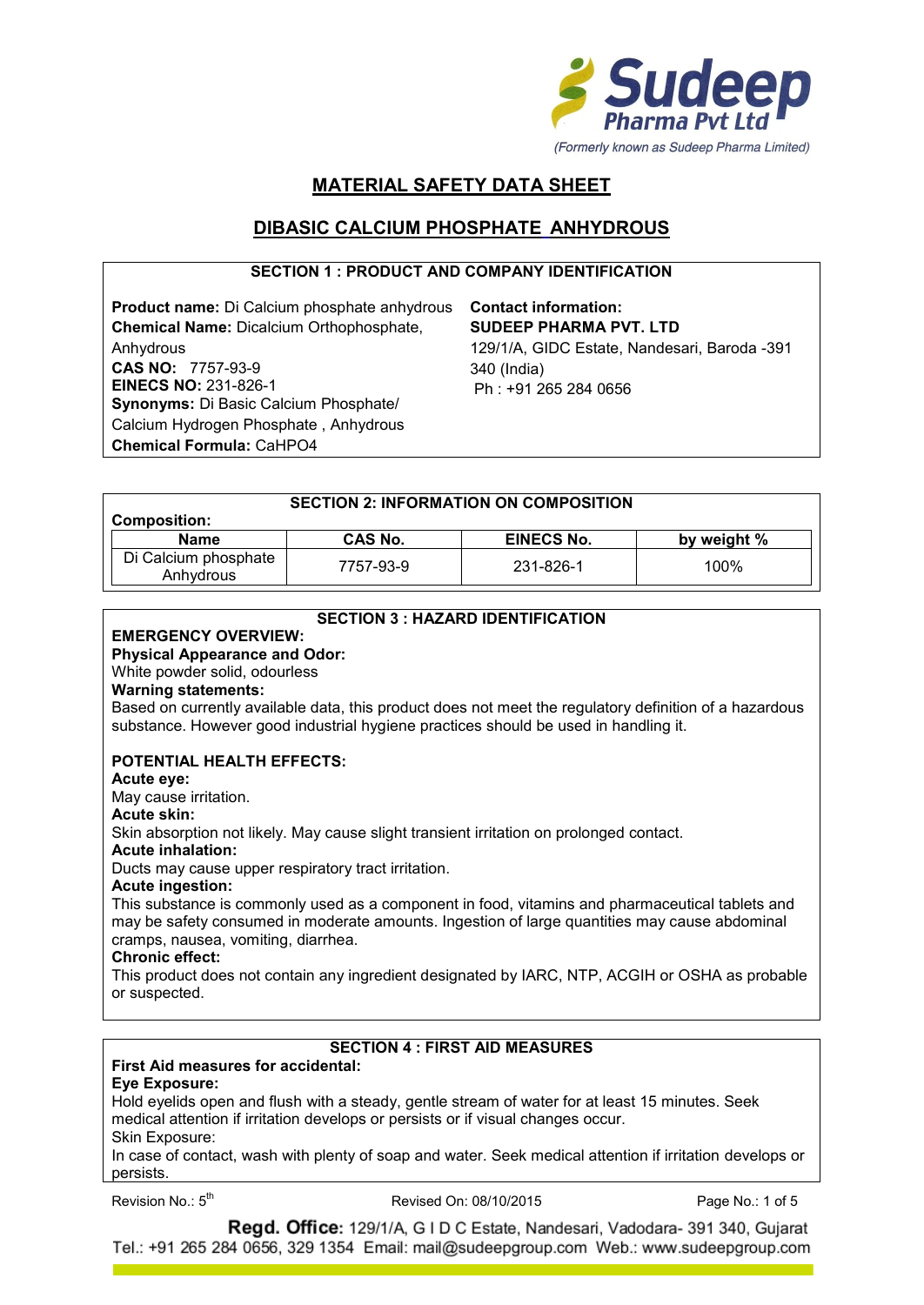Sudeep Pharma Pvt Ltd
(Formerly known as Sudeep Pharma Limited)

# MATERIAL SAFETY DATA SHEET

## DIBASIC CALCIUM PHOSPHATE ANHYDROUS

### SECTION 1 : PRODUCT AND COMPANY IDENTIFICATION

**Product name:** Di Calcium phosphate anhydrous
**Chemical Name:** Dicalcium Orthophosphate, Anhydrous
**CAS NO:** 7757-93-9
**EINECS NO:** 231-826-1
**Synonyms:** Di Basic Calcium Phosphate/ Calcium Hydrogen Phosphate , Anhydrous
**Chemical Formula:** $CaHPO_4$

**Contact information:**
**SUDEEP PHARMA PVT. LTD**
129/1/A, GIDC Estate, Nandesari, Baroda -391 340 (India)
Ph : +91 265 284 0656

### SECTION 2: INFORMATION ON COMPOSITION

**Composition:**

| Name | CAS No. | EINECS No. | by weight % |
|---|---|---|---|
| Di Calcium phosphate Anhydrous | 7757-93-9 | 231-826-1 | 100% |

### SECTION 3 : HAZARD IDENTIFICATION

**EMERGENCY OVERVIEW:**
**Physical Appearance and Odor:**
White powder solid, odourless
**Warning statements:**
Based on currently available data, this product does not meet the regulatory definition of a hazardous substance. However good industrial hygiene practices should be used in handling it.

**POTENTIAL HEALTH EFFECTS:**
**Acute eye:**
May cause irritation.
**Acute skin:**
Skin absorption not likely. May cause slight transient irritation on prolonged contact.
**Acute inhalation:**
Ducts may cause upper respiratory tract irritation.
**Acute ingestion:**
This substance is commonly used as a component in food, vitamins and pharmaceutical tablets and may be safety consumed in moderate amounts. Ingestion of large quantities may cause abdominal cramps, nausea, vomiting, diarrhea.
**Chronic effect:**
This product does not contain any ingredient designated by IARC, NTP, ACGIH or OSHA as probable or suspected.

### SECTION 4 : FIRST AID MEASURES

**First Aid measures for accidental:**
**Eye Exposure:**
Hold eyelids open and flush with a steady, gentle stream of water for at least 15 minutes. Seek medical attention if irritation develops or persists or if visual changes occur.
Skin Exposure:
In case of contact, wash with plenty of soap and water. Seek medical attention if irritation develops or persists.

Revision No.: 5th Revised On: 08/10/2015

**Regd. Office:** 129/1/A, G I D C Estate, Nandesari, Vadodara- 391 340, Gujarat
Tel.: +91 265 284 0656, 329 1354 Email: mail@sudeepgroup.com Web.: www.sudeepgroup.com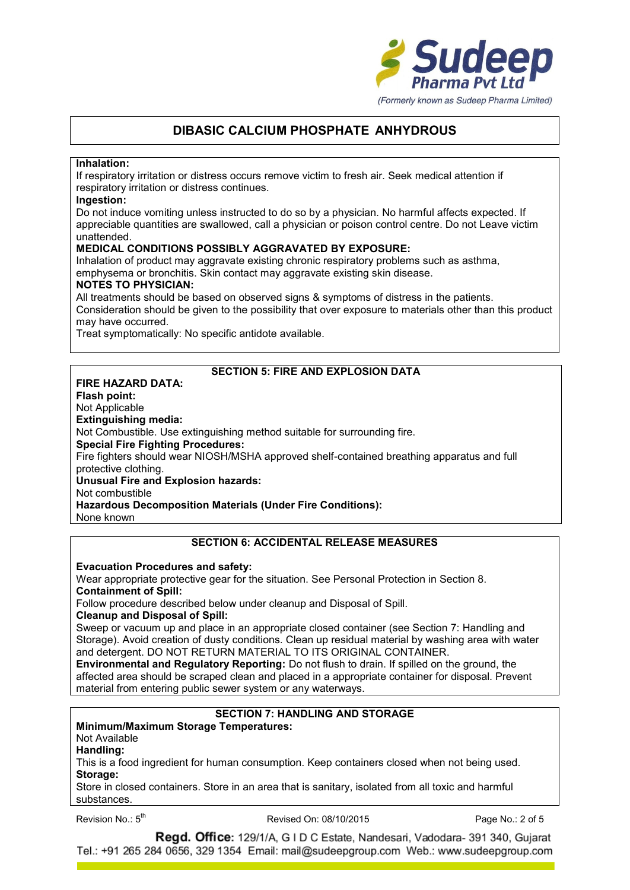# DIBASIC CALCIUM PHOSPHATE ANHYDROUS

**Inhalation:**
If respiratory irritation or distress occurs remove victim to fresh air. Seek medical attention if respiratory irritation or distress continues.

**Ingestion:**
Do not induce vomiting unless instructed to do so by a physician. No harmful affects expected. If appreciable quantities are swallowed, call a physician or poison control centre. Do not Leave victim unattended.

**MEDICAL CONDITIONS POSSIBLY AGGRAVATED BY EXPOSURE:**
Inhalation of product may aggravate existing chronic respiratory problems such as asthma, emphysema or bronchitis. Skin contact may aggravate existing skin disease.

**NOTES TO PHYSICIAN:**
All treatments should be based on observed signs & symptoms of distress in the patients. Consideration should be given to the possibility that over exposure to materials other than this product may have occurred.
Treat symptomatically: No specific antidote available.

## SECTION 5: FIRE AND EXPLOSION DATA

**FIRE HAZARD DATA:**

**Flash point:**
Not Applicable

**Extinguishing media:**
Not Combustible. Use extinguishing method suitable for surrounding fire.

**Special Fire Fighting Procedures:**
Fire fighters should wear NIOSH/MSHA approved shelf-contained breathing apparatus and full protective clothing.

**Unusual Fire and Explosion hazards:**
Not combustible

**Hazardous Decomposition Materials (Under Fire Conditions):**
None known

## SECTION 6: ACCIDENTAL RELEASE MEASURES

**Evacuation Procedures and safety:**
Wear appropriate protective gear for the situation. See Personal Protection in Section 8.

**Containment of Spill:**
Follow procedure described below under cleanup and Disposal of Spill.

**Cleanup and Disposal of Spill:**
Sweep or vacuum up and place in an appropriate closed container (see Section 7: Handling and Storage). Avoid creation of dusty conditions. Clean up residual material by washing area with water and detergent. DO NOT RETURN MATERIAL TO ITS ORIGINAL CONTAINER.

**Environmental and Regulatory Reporting:** Do not flush to drain. If spilled on the ground, the affected area should be scraped clean and placed in a appropriate container for disposal. Prevent material from entering public sewer system or any waterways.

## SECTION 7: HANDLING AND STORAGE

**Minimum/Maximum Storage Temperatures:**
Not Available

**Handling:**
This is a food ingredient for human consumption. Keep containers closed when not being used.

**Storage:**
Store in closed containers. Store in an area that is sanitary, isolated from all toxic and harmful substances.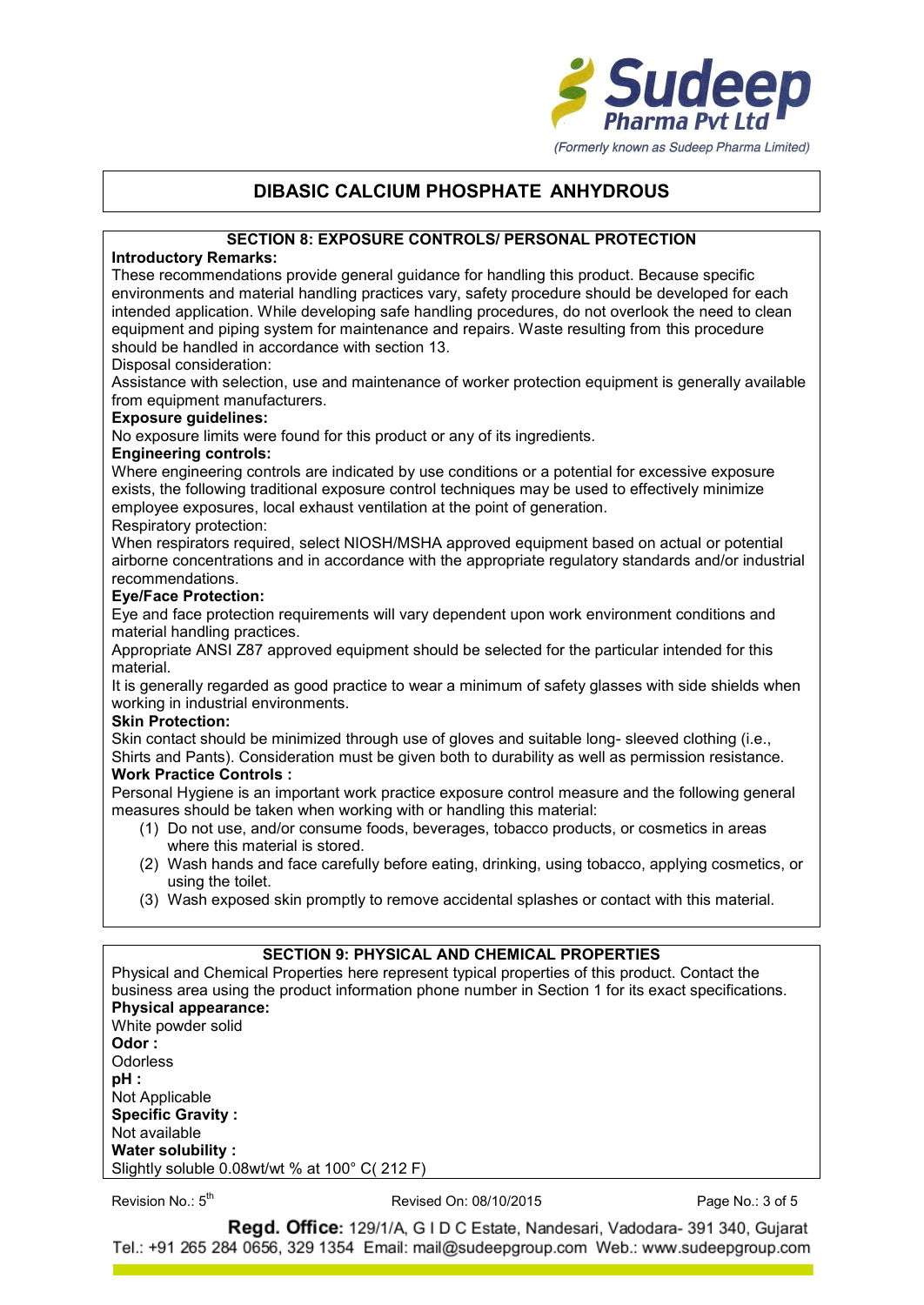# DIBASIC CALCIUM PHOSPHATE ANHYDROUS

## SECTION 8: EXPOSURE CONTROLS/ PERSONAL PROTECTION

**Introductory Remarks:**

These recommendations provide general guidance for handling this product. Because specific environments and material handling practices vary, safety procedure should be developed for each intended application. While developing safe handling procedures, do not overlook the need to clean equipment and piping system for maintenance and repairs. Waste resulting from this procedure should be handled in accordance with section 13.

Disposal consideration:

Assistance with selection, use and maintenance of worker protection equipment is generally available from equipment manufacturers.

**Exposure guidelines:**

No exposure limits were found for this product or any of its ingredients.

**Engineering controls:**

Where engineering controls are indicated by use conditions or a potential for excessive exposure exists, the following traditional exposure control techniques may be used to effectively minimize employee exposures, local exhaust ventilation at the point of generation.

Respiratory protection:

When respirators required, select NIOSH/MSHA approved equipment based on actual or potential airborne concentrations and in accordance with the appropriate regulatory standards and/or industrial recommendations.

**Eye/Face Protection:**

Eye and face protection requirements will vary dependent upon work environment conditions and material handling practices.

Appropriate ANSI Z87 approved equipment should be selected for the particular intended for this material.

It is generally regarded as good practice to wear a minimum of safety glasses with side shields when working in industrial environments.

**Skin Protection:**

Skin contact should be minimized through use of gloves and suitable long- sleeved clothing (i.e., Shirts and Pants). Consideration must be given both to durability as well as permission resistance.

**Work Practice Controls :**

Personal Hygiene is an important work practice exposure control measure and the following general measures should be taken when working with or handling this material:

1. Do not use, and/or consume foods, beverages, tobacco products, or cosmetics in areas where this material is stored.
2. Wash hands and face carefully before eating, drinking, using tobacco, applying cosmetics, or using the toilet.
3. Wash exposed skin promptly to remove accidental splashes or contact with this material.

## SECTION 9: PHYSICAL AND CHEMICAL PROPERTIES

Physical and Chemical Properties here represent typical properties of this product. Contact the business area using the product information phone number in Section 1 for its exact specifications.

**Physical appearance:**

White powder solid

**Odor :**

Odorless

**pH :**

Not Applicable

**Specific Gravity :**

Not available

**Water solubility :**

Slightly soluble 0.08wt/wt % at 100° C( 212 F)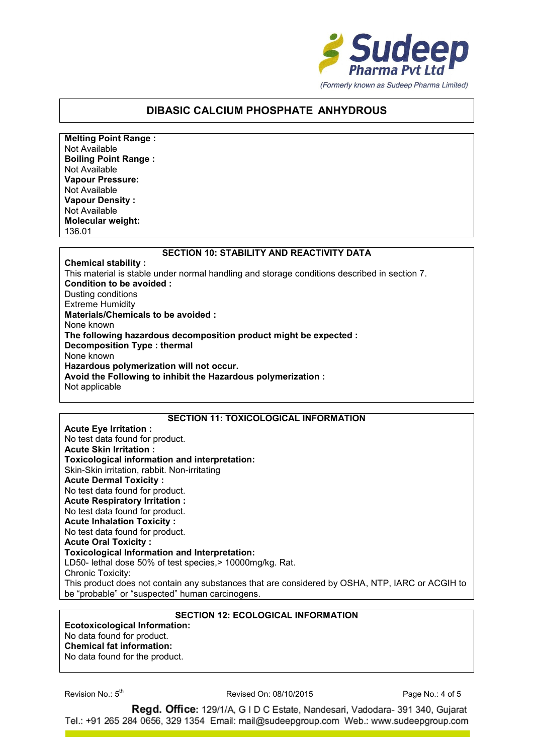# DIBASIC CALCIUM PHOSPHATE ANHYDROUS

**Melting Point Range :**
Not Available
**Boiling Point Range :**
Not Available
**Vapour Pressure:**
Not Available
**Vapour Density :**
Not Available
**Molecular weight:**
136.01

## SECTION 10: STABILITY AND REACTIVITY DATA

**Chemical stability :**
This material is stable under normal handling and storage conditions described in section 7.
**Condition to be avoided :**
Dusting conditions
Extreme Humidity
**Materials/Chemicals to be avoided :**
None known
**The following hazardous decomposition product might be expected :**
**Decomposition Type : thermal**
None known
**Hazardous polymerization will not occur.**
**Avoid the Following to inhibit the Hazardous polymerization :**
Not applicable

## SECTION 11: TOXICOLOGICAL INFORMATION

**Acute Eye Irritation :**
No test data found for product.
**Acute Skin Irritation :**
**Toxicological information and interpretation:**
Skin-Skin irritation, rabbit. Non-irritating
**Acute Dermal Toxicity :**
No test data found for product.
**Acute Respiratory Irritation :**
No test data found for product.
**Acute Inhalation Toxicity :**
No test data found for product.
**Acute Oral Toxicity :**
**Toxicological Information and Interpretation:**
LD50- lethal dose 50% of test species,> 10000mg/kg. Rat.
Chronic Toxicity:
This product does not contain any substances that are considered by OSHA, NTP, IARC or ACGIH to be "probable" or "suspected" human carcinogens.

## SECTION 12: ECOLOGICAL INFORMATION

**Ecotoxicological Information:**
No data found for product.
**Chemical fat information:**
No data found for the product.

Revision No.: 5th | Revised On: 08/10/2015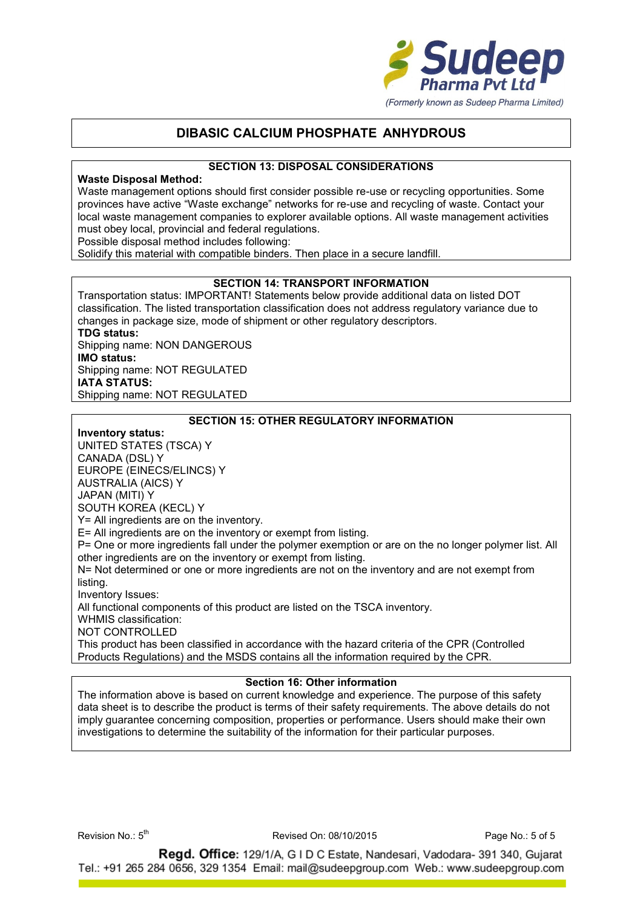# DIBASIC CALCIUM PHOSPHATE ANHYDROUS

## SECTION 13: DISPOSAL CONSIDERATIONS

**Waste Disposal Method:**

Waste management options should first consider possible re-use or recycling opportunities. Some provinces have active “Waste exchange” networks for re-use and recycling of waste. Contact your local waste management companies to explorer available options. All waste management activities must obey local, provincial and federal regulations.

Possible disposal method includes following:

Solidify this material with compatible binders. Then place in a secure landfill.

## SECTION 14: TRANSPORT INFORMATION

Transportation status: IMPORTANT! Statements below provide additional data on listed DOT classification. The listed transportation classification does not address regulatory variance due to changes in package size, mode of shipment or other regulatory descriptors.

**TDG status:**

Shipping name: NON DANGEROUS

**IMO status:**

Shipping name: NOT REGULATED

**IATA STATUS:**

Shipping name: NOT REGULATED

## SECTION 15: OTHER REGULATORY INFORMATION

**Inventory status:**

UNITED STATES (TSCA) Y
CANADA (DSL) Y
EUROPE (EINECS/ELINCS) Y
AUSTRALIA (AICS) Y
JAPAN (MITI) Y
SOUTH KOREA (KECL) Y

Y= All ingredients are on the inventory.

E= All ingredients are on the inventory or exempt from listing.

P= One or more ingredients fall under the polymer exemption or are on the no longer polymer list. All other ingredients are on the inventory or exempt from listing.

N= Not determined or one or more ingredients are not on the inventory and are not exempt from listing.

Inventory Issues:

All functional components of this product are listed on the TSCA inventory.

WHMIS classification:

NOT CONTROLLED

This product has been classified in accordance with the hazard criteria of the CPR (Controlled Products Regulations) and the MSDS contains all the information required by the CPR.

## Section 16: Other information

The information above is based on current knowledge and experience. The purpose of this safety data sheet is to describe the product is terms of their safety requirements. The above details do not imply guarantee concerning composition, properties or performance. Users should make their own investigations to determine the suitability of the information for their particular purposes.

Revision No.: 5th | Revised On: 08/10/2015